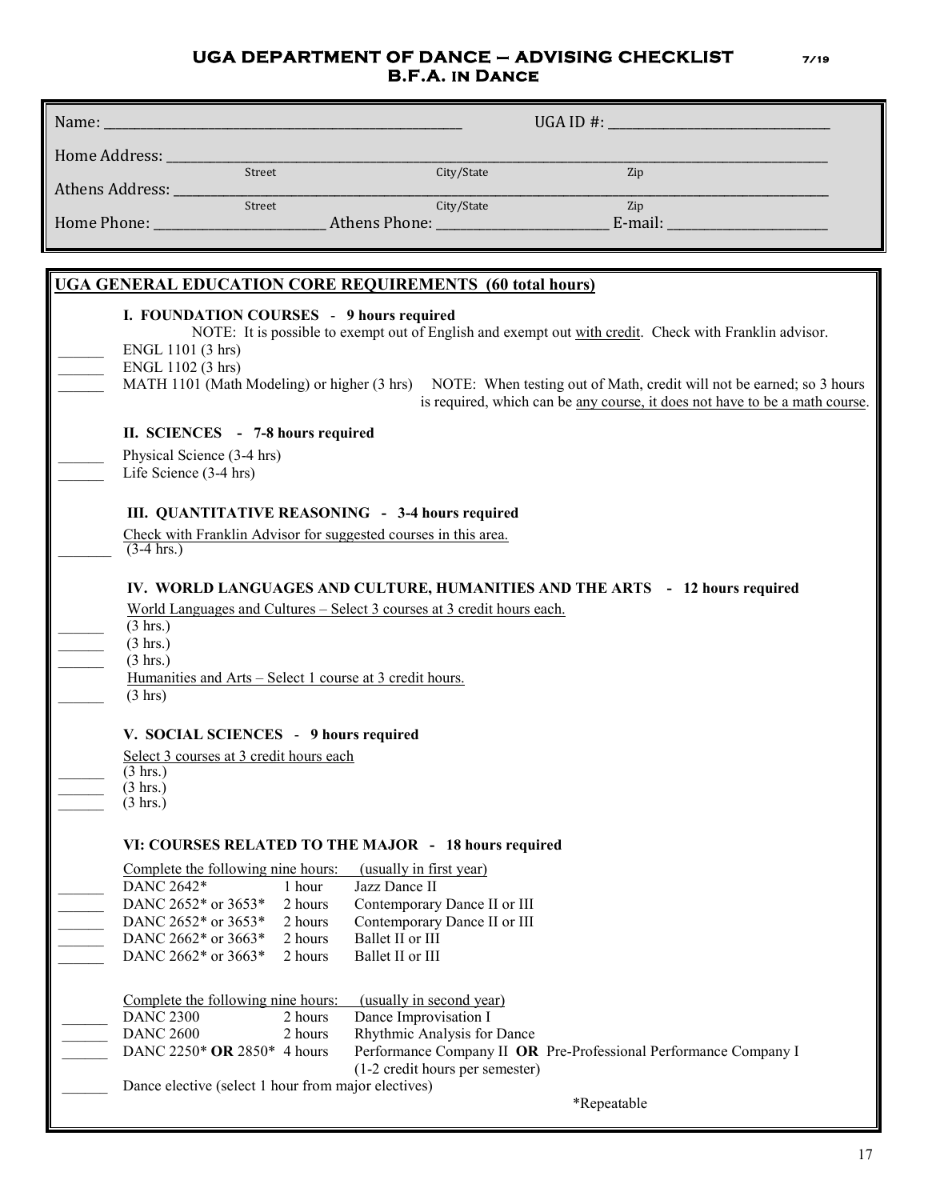# UGA DEPARTMENT OF DANCE – ADVISING CHECKLIST

7/19

## B.F.A. in Dance

Name: ____________________ UGA ID #: ____________________

Home Address: ____________________
Street City/State Zip

Athens Address: ____________________
Street City/State Zip

Home Phone: ____________ Athens Phone: ____________ E-mail: ____________

## UGA GENERAL EDUCATION CORE REQUIREMENTS (60 total hours)

### I. FOUNDATION COURSES - 9 hours required

NOTE: It is possible to exempt out of English and exempt out with credit. Check with Franklin advisor.

______ ENGL 1101 (3 hrs)
______ ENGL 1102 (3 hrs)
______ MATH 1101 (Math Modeling) or higher (3 hrs) NOTE: When testing out of Math, credit will not be earned; so 3 hours is required, which can be any course, it does not have to be a math course.

### II. SCIENCES - 7-8 hours required

______ Physical Science (3-4 hrs)
______ Life Science (3-4 hrs)

### III. QUANTITATIVE REASONING - 3-4 hours required

Check with Franklin Advisor for suggested courses in this area.

______ (3-4 hrs.)

### IV. WORLD LANGUAGES AND CULTURE, HUMANITIES AND THE ARTS - 12 hours required

World Languages and Cultures – Select 3 courses at 3 credit hours each.

______ (3 hrs.)
______ (3 hrs.)
______ (3 hrs.)

Humanities and Arts – Select 1 course at 3 credit hours.

______ (3 hrs)

### V. SOCIAL SCIENCES - 9 hours required

Select 3 courses at 3 credit hours each

______ (3 hrs.)
______ (3 hrs.)
______ (3 hrs.)

### VI: COURSES RELATED TO THE MAJOR - 18 hours required

Complete the following nine hours: (usually in first year)

| | Course | Hours | Title |
|---|---|---|---|
| ______ | DANC 2642* | 1 hour | Jazz Dance II |
| ______ | DANC 2652* or 3653* | 2 hours | Contemporary Dance II or III |
| ______ | DANC 2652* or 3653* | 2 hours | Contemporary Dance II or III |
| ______ | DANC 2662* or 3663* | 2 hours | Ballet II or III |
| ______ | DANC 2662* or 3663* | 2 hours | Ballet II or III |

Complete the following nine hours: (usually in second year)

| | Course | Hours | Title |
|---|---|---|---|
| ______ | DANC 2300 | 2 hours | Dance Improvisation I |
| ______ | DANC 2600 | 2 hours | Rhythmic Analysis for Dance |
| ______ | DANC 2250* **OR** 2850* | 4 hours | Performance Company II **OR** Pre-Professional Performance Company I (1-2 credit hours per semester) |
| ______ | Dance elective (select 1 hour from major electives) | | |

*Repeatable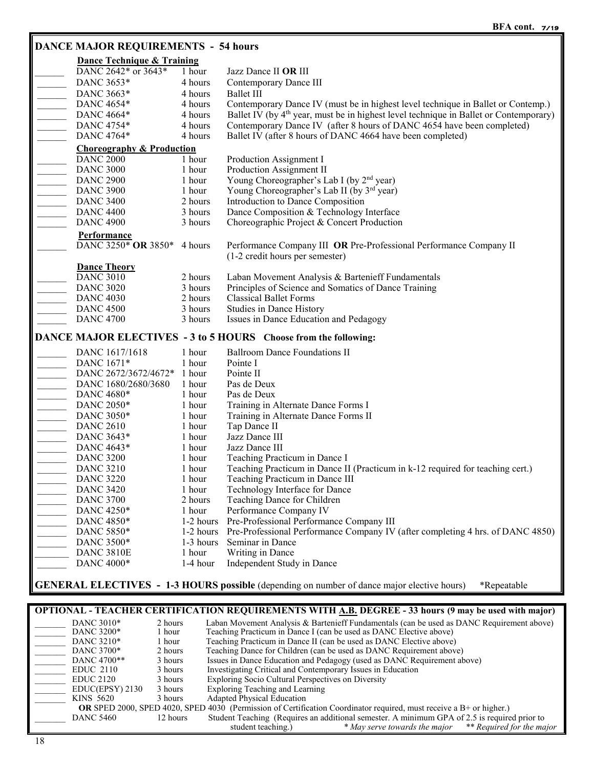BFA cont. 7/19

## DANCE MAJOR REQUIREMENTS - 54 hours

### Dance Technique & Training

| | | | |
|---|---|---|---|
| ______ | DANC 2642* or 3643* | 1 hour | Jazz Dance II **OR** III |
| ______ | DANC 3653* | 4 hours | Contemporary Dance III |
| ______ | DANC 3663* | 4 hours | Ballet III |
| ______ | DANC 4654* | 4 hours | Contemporary Dance IV (must be in highest level technique in Ballet or Contemp.) |
| ______ | DANC 4664* | 4 hours | Ballet IV (by 4th year, must be in highest level technique in Ballet or Contemporary) |
| ______ | DANC 4754* | 4 hours | Contemporary Dance IV (after 8 hours of DANC 4654 have been completed) |
| ______ | DANC 4764* | 4 hours | Ballet IV (after 8 hours of DANC 4664 have been completed) |

### Choreography & Production

| | | | |
|---|---|---|---|
| ______ | DANC 2000 | 1 hour | Production Assignment I |
| ______ | DANC 3000 | 1 hour | Production Assignment II |
| ______ | DANC 2900 | 1 hour | Young Choreographer's Lab I (by 2nd year) |
| ______ | DANC 3900 | 1 hour | Young Choreographer's Lab II (by 3rd year) |
| ______ | DANC 3400 | 2 hours | Introduction to Dance Composition |
| ______ | DANC 4400 | 3 hours | Dance Composition & Technology Interface |
| ______ | DANC 4900 | 3 hours | Choreographic Project & Concert Production |

### Performance

| | | | |
|---|---|---|---|
| ______ | DANC 3250* **OR** 3850* | 4 hours | Performance Company III **OR** Pre-Professional Performance Company II (1-2 credit hours per semester) |

### Dance Theory

| | | | |
|---|---|---|---|
| ______ | DANC 3010 | 2 hours | Laban Movement Analysis & Bartenieff Fundamentals |
| ______ | DANC 3020 | 3 hours | Principles of Science and Somatics of Dance Training |
| ______ | DANC 4030 | 2 hours | Classical Ballet Forms |
| ______ | DANC 4500 | 3 hours | Studies in Dance History |
| ______ | DANC 4700 | 3 hours | Issues in Dance Education and Pedagogy |

## DANCE MAJOR ELECTIVES - 3 to 5 HOURS Choose from the following:

| | | | |
|---|---|---|---|
| ______ | DANC 1617/1618 | 1 hour | Ballroom Dance Foundations II |
| ______ | DANC 1671* | 1 hour | Pointe I |
| ______ | DANC 2672/3672/4672* | 1 hour | Pointe II |
| ______ | DANC 1680/2680/3680 | 1 hour | Pas de Deux |
| ______ | DANC 4680* | 1 hour | Pas de Deux |
| ______ | DANC 2050* | 1 hour | Training in Alternate Dance Forms I |
| ______ | DANC 3050* | 1 hour | Training in Alternate Dance Forms II |
| ______ | DANC 2610 | 1 hour | Tap Dance II |
| ______ | DANC 3643* | 1 hour | Jazz Dance III |
| ______ | DANC 4643* | 1 hour | Jazz Dance III |
| ______ | DANC 3200 | 1 hour | Teaching Practicum in Dance I |
| ______ | DANC 3210 | 1 hour | Teaching Practicum in Dance II (Practicum in k-12 required for teaching cert.) |
| ______ | DANC 3220 | 1 hour | Teaching Practicum in Dance III |
| ______ | DANC 3420 | 1 hour | Technology Interface for Dance |
| ______ | DANC 3700 | 2 hours | Teaching Dance for Children |
| ______ | DANC 4250* | 1 hour | Performance Company IV |
| ______ | DANC 4850* | 1-2 hours | Pre-Professional Performance Company III |
| ______ | DANC 5850* | 1-2 hours | Pre-Professional Performance Company IV (after completing 4 hrs. of DANC 4850) |
| ______ | DANC 3500* | 1-3 hours | Seminar in Dance |
| ______ | DANC 3810E | 1 hour | Writing in Dance |
| ______ | DANC 4000* | 1-4 hour | Independent Study in Dance |

**GENERAL ELECTIVES - 1-3 HOURS possible** (depending on number of dance major elective hours) *Repeatable

## OPTIONAL - TEACHER CERTIFICATION REQUIREMENTS WITH A.B. DEGREE - 33 hours (9 may be used with major)

| | | | |
|---|---|---|---|
| ______ | DANC 3010* | 2 hours | Laban Movement Analysis & Bartenieff Fundamentals (can be used as DANC Requirement above) |
| ______ | DANC 3200* | 1 hour | Teaching Practicum in Dance I (can be used as DANC Elective above) |
| ______ | DANC 3210* | 1 hour | Teaching Practicum in Dance II (can be used as DANC Elective above) |
| ______ | DANC 3700* | 2 hours | Teaching Dance for Children (can be used as DANC Requirement above) |
| ______ | DANC 4700** | 3 hours | Issues in Dance Education and Pedagogy (used as DANC Requirement above) |
| ______ | EDUC 2110 | 3 hours | Investigating Critical and Contemporary Issues in Education |
| ______ | EDUC 2120 | 3 hours | Exploring Socio Cultural Perspectives on Diversity |
| ______ | EDUC(EPSY) 2130 | 3 hours | Exploring Teaching and Learning |
| ______ | KINS 5620 | 3 hours | Adapted Physical Education |
| | **OR** SPED 2000, SPED 4020, SPED 4030 (Permission of Certification Coordinator required, must receive a B+ or higher.) | | |
| ______ | DANC 5460 | 12 hours | Student Teaching (Requires an additional semester. A minimum GPA of 2.5 is required prior to student teaching.) |

*\* May serve towards the major* *\*\* Required for the major*